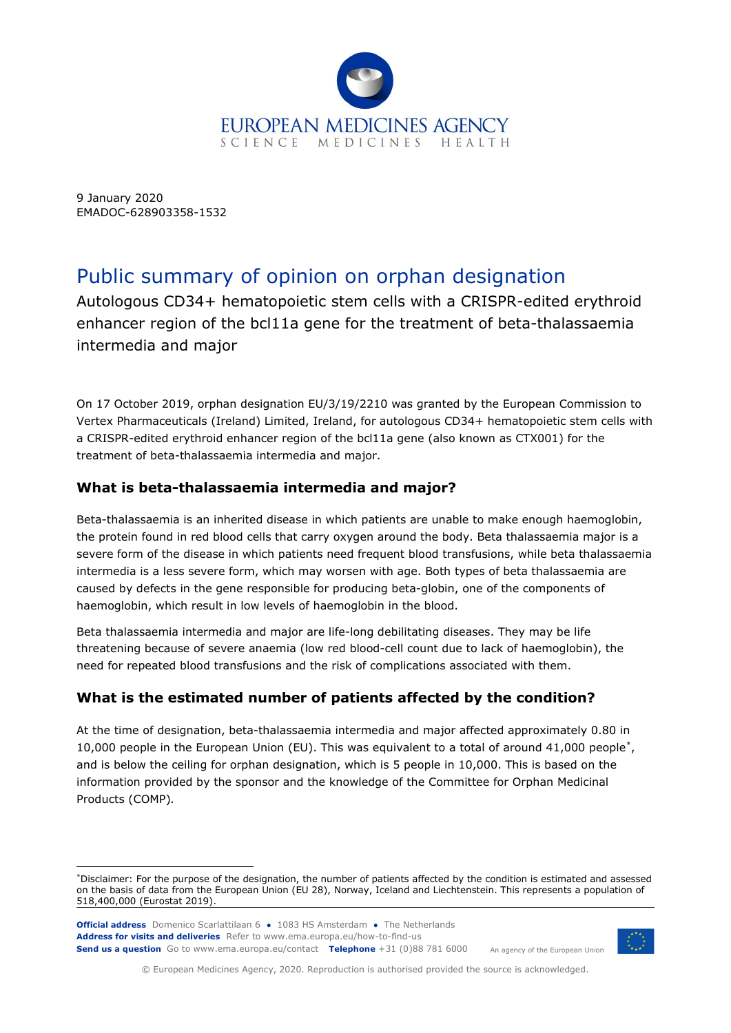9 January 2020
EMADOC-628903358-1532

# Public summary of opinion on orphan designation

Autologous CD34+ hematopoietic stem cells with a CRISPR-edited erythroid enhancer region of the bcl11a gene for the treatment of beta-thalassaemia intermedia and major

On 17 October 2019, orphan designation EU/3/19/2210 was granted by the European Commission to Vertex Pharmaceuticals (Ireland) Limited, Ireland, for autologous CD34+ hematopoietic stem cells with a CRISPR-edited erythroid enhancer region of the bcl11a gene (also known as CTX001) for the treatment of beta-thalassaemia intermedia and major.

## What is beta-thalassaemia intermedia and major?

Beta-thalassaemia is an inherited disease in which patients are unable to make enough haemoglobin, the protein found in red blood cells that carry oxygen around the body. Beta thalassaemia major is a severe form of the disease in which patients need frequent blood transfusions, while beta thalassaemia intermedia is a less severe form, which may worsen with age. Both types of beta thalassaemia are caused by defects in the gene responsible for producing beta-globin, one of the components of haemoglobin, which result in low levels of haemoglobin in the blood.

Beta thalassaemia intermedia and major are life-long debilitating diseases. They may be life threatening because of severe anaemia (low red blood-cell count due to lack of haemoglobin), the need for repeated blood transfusions and the risk of complications associated with them.

## What is the estimated number of patients affected by the condition?

At the time of designation, beta-thalassaemia intermedia and major affected approximately 0.80 in 10,000 people in the European Union (EU). This was equivalent to a total of around 41,000 people*, and is below the ceiling for orphan designation, which is 5 people in 10,000. This is based on the information provided by the sponsor and the knowledge of the Committee for Orphan Medicinal Products (COMP).

*Disclaimer: For the purpose of the designation, the number of patients affected by the condition is estimated and assessed on the basis of data from the European Union (EU 28), Norway, Iceland and Liechtenstein. This represents a population of 518,400,000 (Eurostat 2019).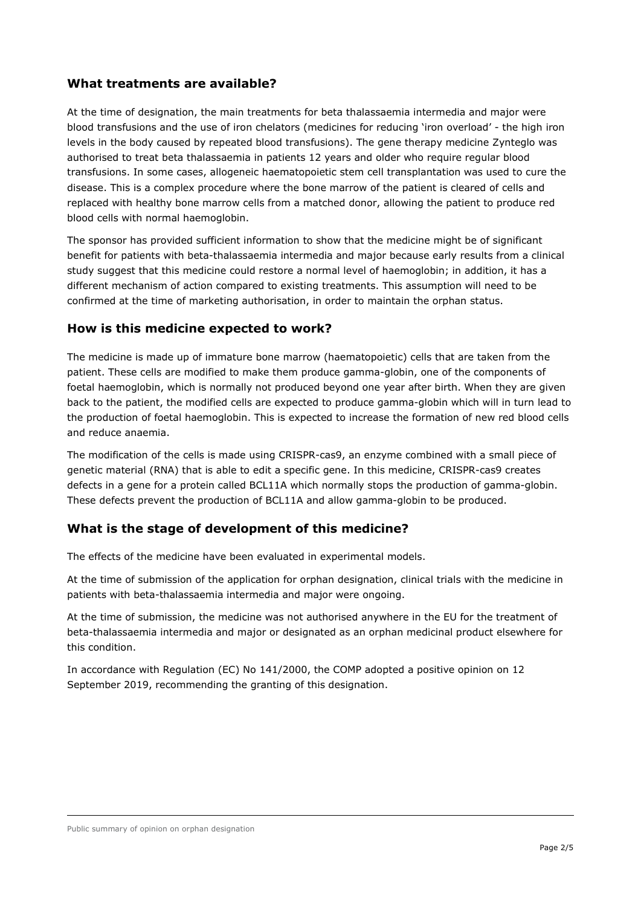## What treatments are available?

At the time of designation, the main treatments for beta thalassaemia intermedia and major were blood transfusions and the use of iron chelators (medicines for reducing 'iron overload' - the high iron levels in the body caused by repeated blood transfusions). The gene therapy medicine Zynteglo was authorised to treat beta thalassaemia in patients 12 years and older who require regular blood transfusions. In some cases, allogeneic haematopoietic stem cell transplantation was used to cure the disease. This is a complex procedure where the bone marrow of the patient is cleared of cells and replaced with healthy bone marrow cells from a matched donor, allowing the patient to produce red blood cells with normal haemoglobin.

The sponsor has provided sufficient information to show that the medicine might be of significant benefit for patients with beta-thalassaemia intermedia and major because early results from a clinical study suggest that this medicine could restore a normal level of haemoglobin; in addition, it has a different mechanism of action compared to existing treatments. This assumption will need to be confirmed at the time of marketing authorisation, in order to maintain the orphan status.

## How is this medicine expected to work?

The medicine is made up of immature bone marrow (haematopoietic) cells that are taken from the patient. These cells are modified to make them produce gamma-globin, one of the components of foetal haemoglobin, which is normally not produced beyond one year after birth. When they are given back to the patient, the modified cells are expected to produce gamma-globin which will in turn lead to the production of foetal haemoglobin. This is expected to increase the formation of new red blood cells and reduce anaemia.

The modification of the cells is made using CRISPR-cas9, an enzyme combined with a small piece of genetic material (RNA) that is able to edit a specific gene. In this medicine, CRISPR-cas9 creates defects in a gene for a protein called BCL11A which normally stops the production of gamma-globin. These defects prevent the production of BCL11A and allow gamma-globin to be produced.

## What is the stage of development of this medicine?

The effects of the medicine have been evaluated in experimental models.

At the time of submission of the application for orphan designation, clinical trials with the medicine in patients with beta-thalassaemia intermedia and major were ongoing.

At the time of submission, the medicine was not authorised anywhere in the EU for the treatment of beta-thalassaemia intermedia and major or designated as an orphan medicinal product elsewhere for this condition.

In accordance with Regulation (EC) No 141/2000, the COMP adopted a positive opinion on 12 September 2019, recommending the granting of this designation.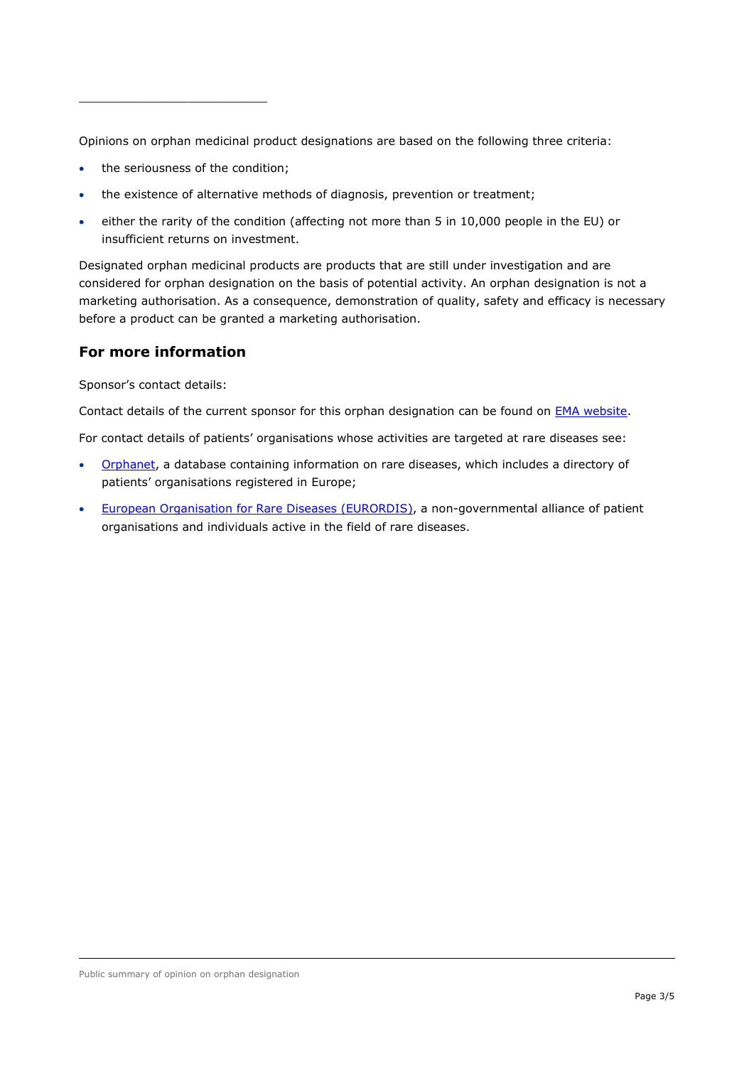Opinions on orphan medicinal product designations are based on the following three criteria:

- the seriousness of the condition;
- the existence of alternative methods of diagnosis, prevention or treatment;
- either the rarity of the condition (affecting not more than 5 in 10,000 people in the EU) or insufficient returns on investment.

Designated orphan medicinal products are products that are still under investigation and are considered for orphan designation on the basis of potential activity. An orphan designation is not a marketing authorisation. As a consequence, demonstration of quality, safety and efficacy is necessary before a product can be granted a marketing authorisation.

## For more information

Sponsor's contact details:

Contact details of the current sponsor for this orphan designation can be found on EMA website.

For contact details of patients' organisations whose activities are targeted at rare diseases see:

- Orphanet, a database containing information on rare diseases, which includes a directory of patients' organisations registered in Europe;
- European Organisation for Rare Diseases (EURORDIS), a non-governmental alliance of patient organisations and individuals active in the field of rare diseases.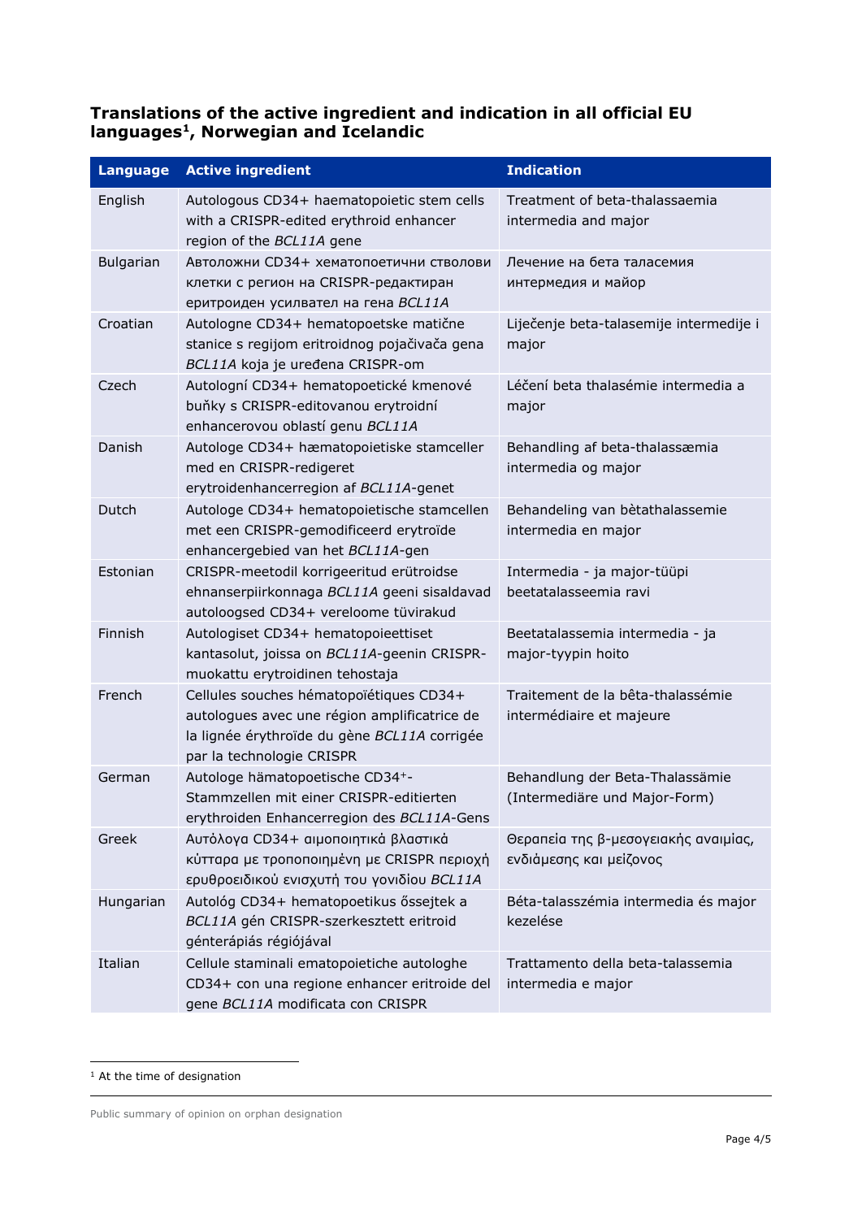### Translations of the active ingredient and indication in all official EU languages[1], Norwegian and Icelandic

| Language | Active ingredient | Indication |
|---|---|---|
| English | Autologous CD34+ haematopoietic stem cells with a CRISPR-edited erythroid enhancer region of the *BCL11A* gene | Treatment of beta-thalassaemia intermedia and major |
| Bulgarian | Автоложни CD34+ хематопоетични стволови клетки с регион на CRISPR-редактиран еритроиден усилвател на гена *BCL11A* | Лечение на бета таласемия интермедия и майор |
| Croatian | Autologne CD34+ hematopoetske matične stanice s regijom eritroidnog pojačivača gena *BCL11A* koja je uređena CRISPR-om | Liječenje beta-talasemije intermedije i major |
| Czech | Autologní CD34+ hematopoetické kmenové buňky s CRISPR-editovanou erytroidní enhancerovou oblastí genu *BCL11A* | Léčení beta thalasémie intermedia a major |
| Danish | Autologe CD34+ hæmatopoietiske stamceller med en CRISPR-redigeret erytroidenhancerregion af *BCL11A*-genet | Behandling af beta-thalassæmia intermedia og major |
| Dutch | Autologe CD34+ hematopoietische stamcellen met een CRISPR-gemodificeerd erytroïde enhancergebied van het *BCL11A*-gen | Behandeling van bètathalassemie intermedia en major |
| Estonian | CRISPR-meetodil korrigeeritud erütroidse ehnanserpiirkonnaga *BCL11A* geeni sisaldavad autoloogsed CD34+ vereloome tüvirakud | Intermedia - ja major-tüüpi beetatalasseemia ravi |
| Finnish | Autologiset CD34+ hematopoieettiset kantasolut, joissa on *BCL11A*-geenin CRISPR-muokattu erytroidinen tehostaja | Beetatalassemia intermedia - ja major-tyypin hoito |
| French | Cellules souches hématopoïétiques CD34+ autologues avec une région amplificatrice de la lignée érythroïde du gène *BCL11A* corrigée par la technologie CRISPR | Traitement de la bêta-thalassémie intermédiaire et majeure |
| German | Autologe hämatopoetische CD34+-Stammzellen mit einer CRISPR-editierten erythroiden Enhancerregion des *BCL11A*-Gens | Behandlung der Beta-Thalassämie (Intermediäre und Major-Form) |
| Greek | Αυτόλογα CD34+ αιμοποιητικά βλαστικά κύτταρα με τροποποιημένη με CRISPR περιοχή ερυθροειδικού ενισχυτή του γονιδίου *BCL11A* | Θεραπεία της β-μεσογειακής αναιμίας, ενδιάμεσης και μείζονος |
| Hungarian | Autológ CD34+ hematopoetikus őssejtek a *BCL11A* gén CRISPR-szerkesztett eritroid génterápiás régiójával | Béta-talasszémia intermedia és major kezelése |
| Italian | Cellule staminali ematopoietiche autologhe CD34+ con una regione enhancer eritroide del gene *BCL11A* modificata con CRISPR | Trattamento della beta-talassemia intermedia e major |

[1] At the time of designation

Public summary of opinion on orphan designation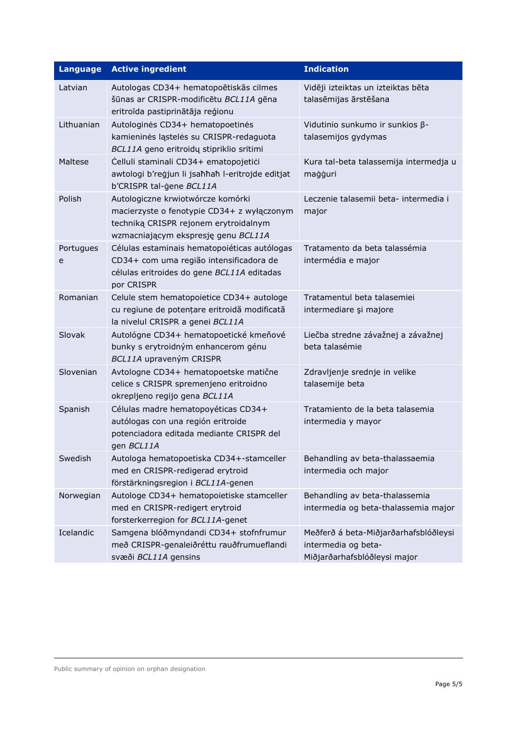| Language | Active ingredient | Indication |
|---|---|---|
| Latvian | Autologas CD34+ hematopoētiskās cilmes šūnas ar CRISPR-modificētu *BCL11A* gēna eritroīda pastiprinātāja reģionu | Vidēji izteiktas un izteiktas bēta talasēmijas ārstēšana |
| Lithuanian | Autologinės CD34+ hematopoetinės kamieninės ląstelės su CRISPR-redaguota *BCL11A* geno eritroidų stipriklio sritimi | Vidutinio sunkumo ir sunkios β-talasemijos gydymas |
| Maltese | Ċelluli staminali CD34+ ematopojetiċi awtologi b'reġjun li jsaħħaħ l-eritrojde editjat b'CRISPR tal-ġene *BCL11A* | Kura tal-beta talassemija intermedja u maġġuri |
| Polish | Autologiczne krwiotwórcze komórki macierzyste o fenotypie CD34+ z wyłączonym techniką CRISPR rejonem erytroidalnym wzmacniającym ekspresję genu *BCL11A* | Leczenie talasemii beta- intermedia i major |
| Portuguese | Células estaminais hematopoiéticas autólogas CD34+ com uma região intensificadora de células eritroides do gene *BCL11A* editadas por CRISPR | Tratamento da beta talassémia intermédia e major |
| Romanian | Celule stem hematopoietice CD34+ autologe cu regiune de potențare eritroidă modificată la nivelul CRISPR a genei *BCL11A* | Tratamentul beta talasemiei intermediare şi majore |
| Slovak | Autológne CD34+ hematopoetické kmeňové bunky s erytroidným enhancerom génu *BCL11A* upraveným CRISPR | Liečba stredne závažnej a závažnej beta talasémie |
| Slovenian | Avtologne CD34+ hematopoetske matične celice s CRISPR spremenjeno eritroidno okrepljeno regijo gena *BCL11A* | Zdravljenje srednje in velike talasemije beta |
| Spanish | Células madre hematopoyéticas CD34+ autólogas con una región eritroide potenciadora editada mediante CRISPR del gen *BCL11A* | Tratamiento de la beta talasemia intermedia y mayor |
| Swedish | Autologa hematopoetiska CD34+-stamceller med en CRISPR-redigerad erytroid förstärkningsregion i *BCL11A*-genen | Behandling av beta-thalassaemia intermedia och major |
| Norwegian | Autologe CD34+ hematopoietiske stamceller med en CRISPR-redigert erytroid forsterkerregion for *BCL11A*-genet | Behandling av beta-thalassemia intermedia og beta-thalassemia major |
| Icelandic | Samgena blóðmyndandi CD34+ stofnfrumur með CRISPR-genaleiðréttu rauðfrumueflandi svæði *BCL11A* gensins | Meðferð á beta-Miðjarðarhafsblóðleysi intermedia og beta-Miðjarðarhafsblóðleysi major |